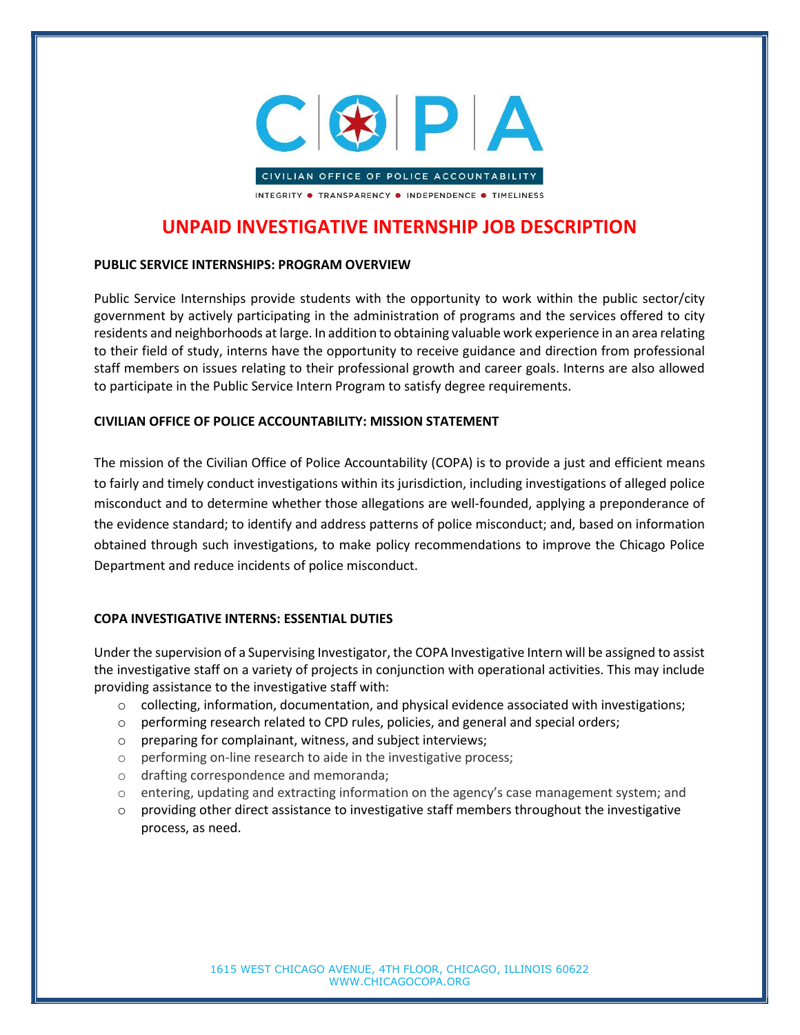# C|P|A

CIVILIAN OFFICE OF POLICE ACCOUNTABILITY

INTEGRITY ● TRANSPARENCY ● INDEPENDENCE ● TIMELINESS

## UNPAID INVESTIGATIVE INTERNSHIP JOB DESCRIPTION

**PUBLIC SERVICE INTERNSHIPS: PROGRAM OVERVIEW**

Public Service Internships provide students with the opportunity to work within the public sector/city government by actively participating in the administration of programs and the services offered to city residents and neighborhoods at large. In addition to obtaining valuable work experience in an area relating to their field of study, interns have the opportunity to receive guidance and direction from professional staff members on issues relating to their professional growth and career goals. Interns are also allowed to participate in the Public Service Intern Program to satisfy degree requirements.

**CIVILIAN OFFICE OF POLICE ACCOUNTABILITY: MISSION STATEMENT**

The mission of the Civilian Office of Police Accountability (COPA) is to provide a just and efficient means to fairly and timely conduct investigations within its jurisdiction, including investigations of alleged police misconduct and to determine whether those allegations are well-founded, applying a preponderance of the evidence standard; to identify and address patterns of police misconduct; and, based on information obtained through such investigations, to make policy recommendations to improve the Chicago Police Department and reduce incidents of police misconduct.

**COPA INVESTIGATIVE INTERNS: ESSENTIAL DUTIES**

Under the supervision of a Supervising Investigator, the COPA Investigative Intern will be assigned to assist the investigative staff on a variety of projects in conjunction with operational activities. This may include providing assistance to the investigative staff with:

- collecting, information, documentation, and physical evidence associated with investigations;
- performing research related to CPD rules, policies, and general and special orders;
- preparing for complainant, witness, and subject interviews;
- performing on-line research to aide in the investigative process;
- drafting correspondence and memoranda;
- entering, updating and extracting information on the agency's case management system; and
- providing other direct assistance to investigative staff members throughout the investigative process, as need.

1615 WEST CHICAGO AVENUE, 4TH FLOOR, CHICAGO, ILLINOIS 60622
WWW.CHICAGOCOPA.ORG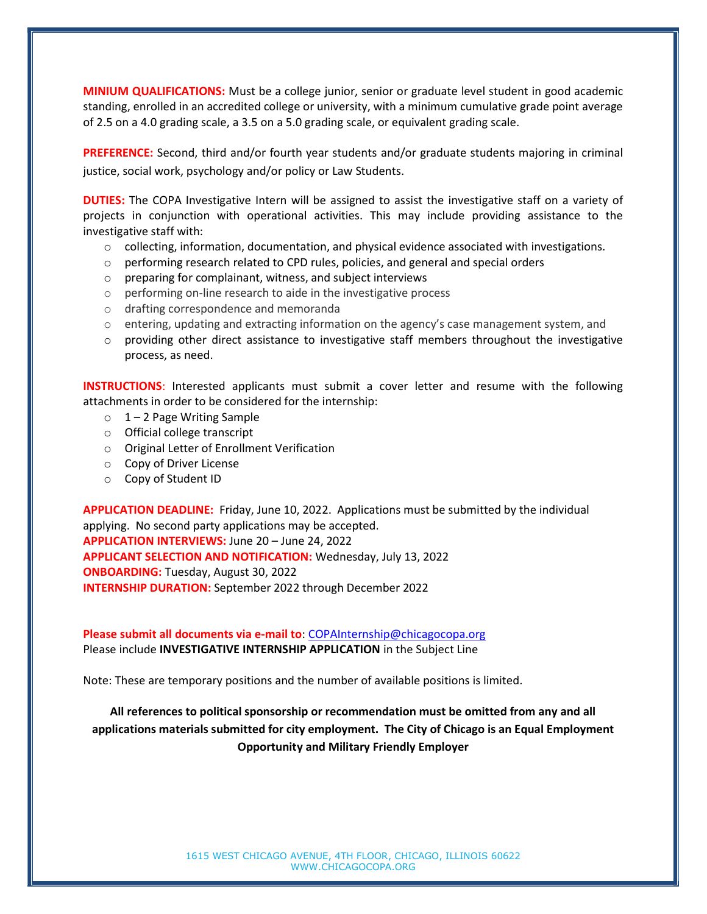**MINIUM QUALIFICATIONS:** Must be a college junior, senior or graduate level student in good academic standing, enrolled in an accredited college or university, with a minimum cumulative grade point average of 2.5 on a 4.0 grading scale, a 3.5 on a 5.0 grading scale, or equivalent grading scale.

**PREFERENCE:** Second, third and/or fourth year students and/or graduate students majoring in criminal justice, social work, psychology and/or policy or Law Students.

**DUTIES:** The COPA Investigative Intern will be assigned to assist the investigative staff on a variety of projects in conjunction with operational activities. This may include providing assistance to the investigative staff with:

- collecting, information, documentation, and physical evidence associated with investigations.
- performing research related to CPD rules, policies, and general and special orders
- preparing for complainant, witness, and subject interviews
- performing on-line research to aide in the investigative process
- drafting correspondence and memoranda
- entering, updating and extracting information on the agency's case management system, and
- providing other direct assistance to investigative staff members throughout the investigative process, as need.

**INSTRUCTIONS**: Interested applicants must submit a cover letter and resume with the following attachments in order to be considered for the internship:

- 1 – 2 Page Writing Sample
- Official college transcript
- Original Letter of Enrollment Verification
- Copy of Driver License
- Copy of Student ID

**APPLICATION DEADLINE:** Friday, June 10, 2022. Applications must be submitted by the individual applying. No second party applications may be accepted.
**APPLICATION INTERVIEWS:** June 20 – June 24, 2022
**APPLICANT SELECTION AND NOTIFICATION:** Wednesday, July 13, 2022
**ONBOARDING:** Tuesday, August 30, 2022
**INTERNSHIP DURATION:** September 2022 through December 2022

**Please submit all documents via e-mail to**: COPAInternship@chicagocopa.org
Please include **INVESTIGATIVE INTERNSHIP APPLICATION** in the Subject Line

Note: These are temporary positions and the number of available positions is limited.

**All references to political sponsorship or recommendation must be omitted from any and all applications materials submitted for city employment. The City of Chicago is an Equal Employment Opportunity and Military Friendly Employer**

1615 WEST CHICAGO AVENUE, 4TH FLOOR, CHICAGO, ILLINOIS 60622
WWW.CHICAGOCOPA.ORG